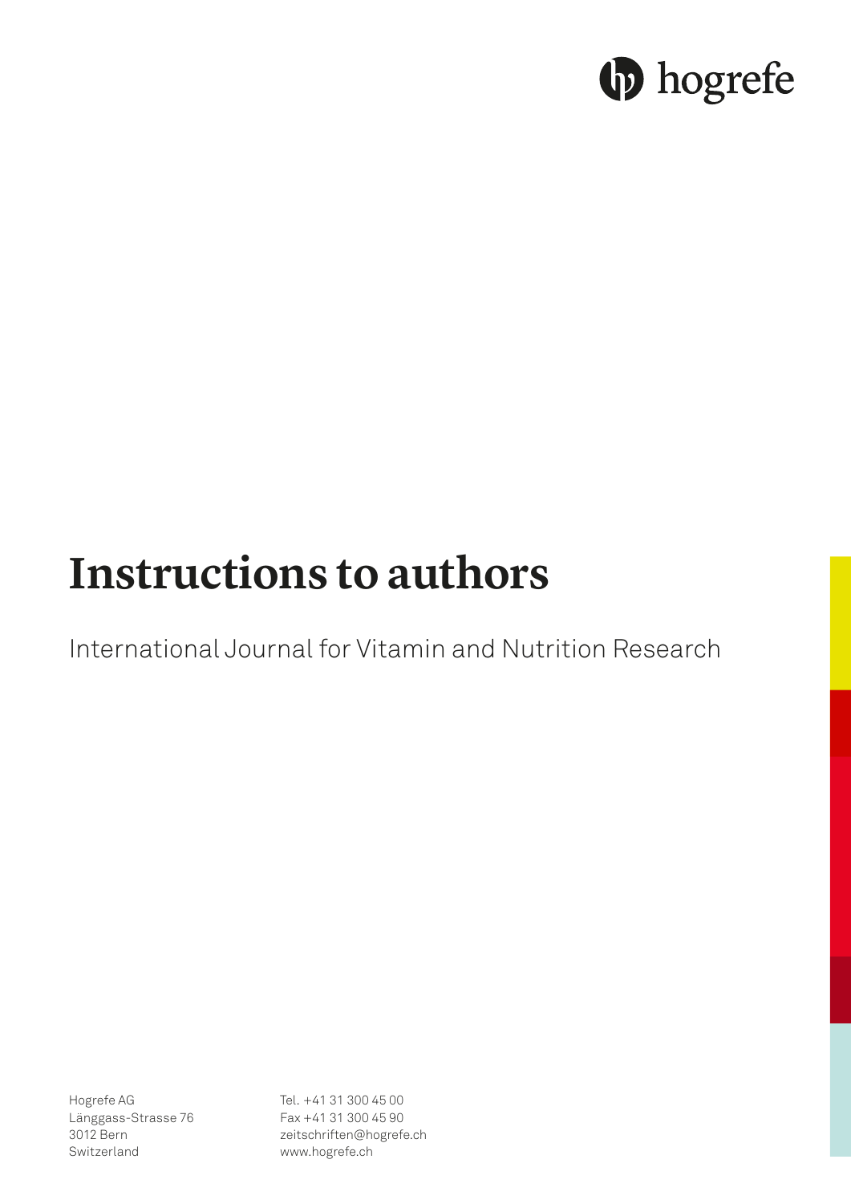hogrefe

# Instructions to authors

International Journal for Vitamin and Nutrition Research

Hogrefe AG
Länggass-Strasse 76
3012 Bern
Switzerland

Tel. +41 31 300 45 00
Fax +41 31 300 45 90
zeitschriften@hogrefe.ch
www.hogrefe.ch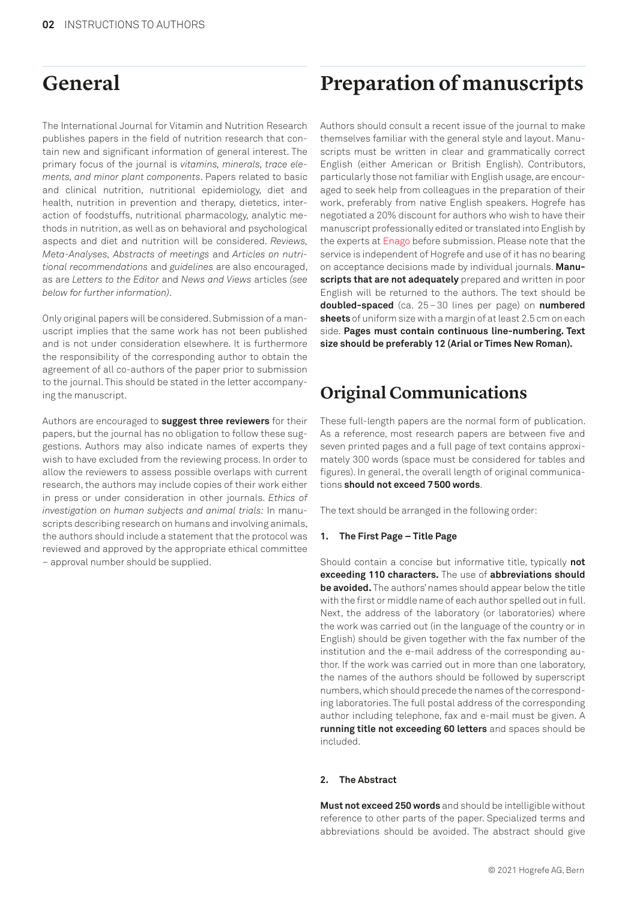## General

The International Journal for Vitamin and Nutrition Research publishes papers in the field of nutrition research that contain new and significant information of general interest. The primary focus of the journal is *vitamins, minerals, trace elements, and minor plant components*. Papers related to basic and clinical nutrition, nutritional epidemiology, diet and health, nutrition in prevention and therapy, dietetics, interaction of foodstuffs, nutritional pharmacology, analytic methods in nutrition, as well as on behavioral and psychological aspects and diet and nutrition will be considered. *Reviews, Meta-Analyses, Abstracts of meetings* and *Articles on nutritional recommendations* and *guidelines* are also encouraged, as are *Letters to the Editor* and *News and Views* articles *(see below for further information)*.

Only original papers will be considered. Submission of a manuscript implies that the same work has not been published and is not under consideration elsewhere. It is furthermore the responsibility of the corresponding author to obtain the agreement of all co-authors of the paper prior to submission to the journal. This should be stated in the letter accompanying the manuscript.

Authors are encouraged to **suggest three reviewers** for their papers, but the journal has no obligation to follow these suggestions. Authors may also indicate names of experts they wish to have excluded from the reviewing process. In order to allow the reviewers to assess possible overlaps with current research, the authors may include copies of their work either in press or under consideration in other journals. *Ethics of investigation on human subjects and animal trials:* In manuscripts describing research on humans and involving animals, the authors should include a statement that the protocol was reviewed and approved by the appropriate ethical committee – approval number should be supplied.

## Preparation of manuscripts

Authors should consult a recent issue of the journal to make themselves familiar with the general style and layout. Manuscripts must be written in clear and grammatically correct English (either American or British English). Contributors, particularly those not familiar with English usage, are encouraged to seek help from colleagues in the preparation of their work, preferably from native English speakers. Hogrefe has negotiated a 20% discount for authors who wish to have their manuscript professionally edited or translated into English by the experts at Enago before submission. Please note that the service is independent of Hogrefe and use of it has no bearing on acceptance decisions made by individual journals. **Manuscripts that are not adequately** prepared and written in poor English will be returned to the authors. The text should be **doubled-spaced** (ca. 25 – 30 lines per page) on **numbered sheets** of uniform size with a margin of at least 2.5 cm on each side. **Pages must contain continuous line-numbering. Text size should be preferably 12 (Arial or Times New Roman).**

## Original Communications

These full-length papers are the normal form of publication. As a reference, most research papers are between five and seven printed pages and a full page of text contains approximately 300 words (space must be considered for tables and figures). In general, the overall length of original communications **should not exceed 7 500 words**.

The text should be arranged in the following order:

### 1. The First Page – Title Page

Should contain a concise but informative title, typically **not exceeding 110 characters.** The use of **abbreviations should be avoided.** The authors' names should appear below the title with the first or middle name of each author spelled out in full. Next, the address of the laboratory (or laboratories) where the work was carried out (in the language of the country or in English) should be given together with the fax number of the institution and the e-mail address of the corresponding author. If the work was carried out in more than one laboratory, the names of the authors should be followed by superscript numbers, which should precede the names of the corresponding laboratories. The full postal address of the corresponding author including telephone, fax and e-mail must be given. A **running title not exceeding 60 letters** and spaces should be included.

### 2. The Abstract

**Must not exceed 250 words** and should be intelligible without reference to other parts of the paper. Specialized terms and abbreviations should be avoided. The abstract should give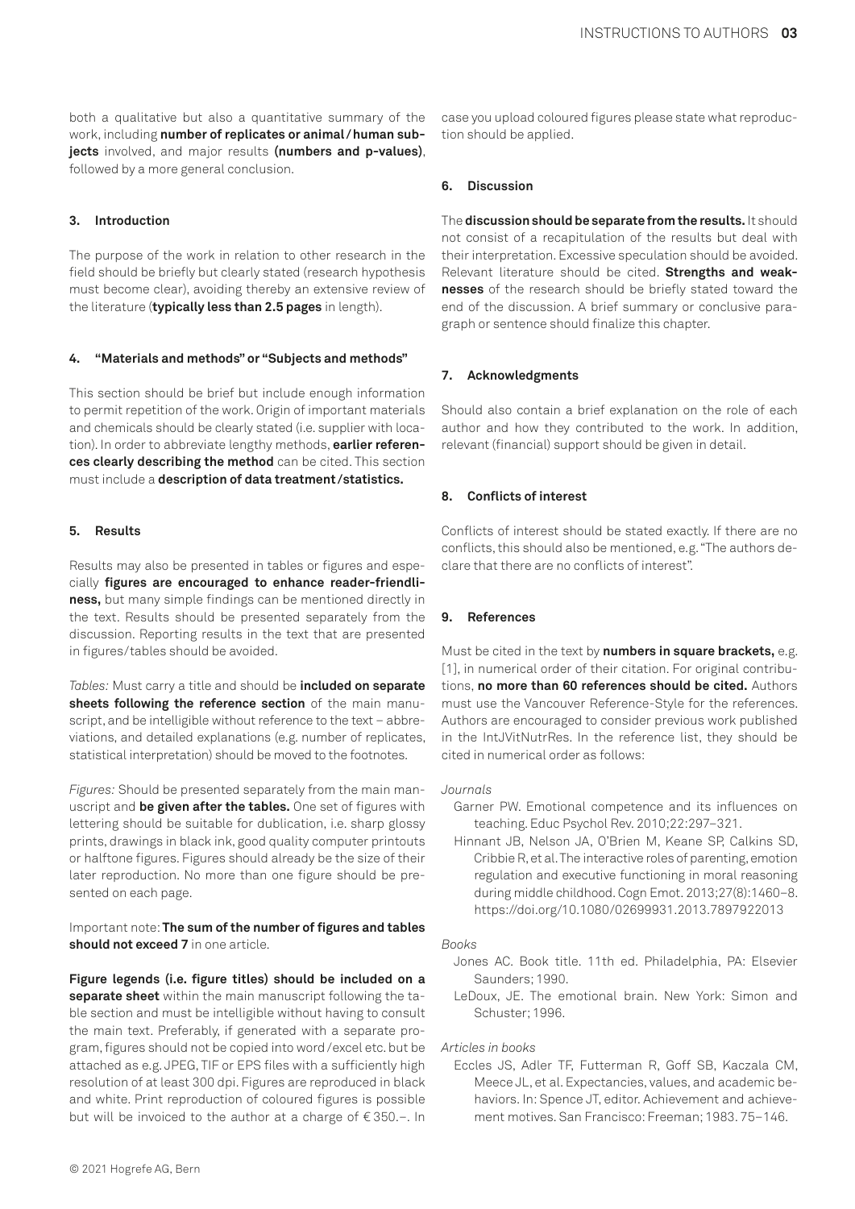both a qualitative but also a quantitative summary of the work, including **number of replicates or animal / human subjects** involved, and major results **(numbers and p-values)**, followed by a more general conclusion.

### 3. Introduction

The purpose of the work in relation to other research in the field should be briefly but clearly stated (research hypothesis must become clear), avoiding thereby an extensive review of the literature (**typically less than 2.5 pages** in length).

### 4. "Materials and methods" or "Subjects and methods"

This section should be brief but include enough information to permit repetition of the work. Origin of important materials and chemicals should be clearly stated (i.e. supplier with location). In order to abbreviate lengthy methods, **earlier references clearly describing the method** can be cited. This section must include a **description of data treatment / statistics.**

### 5. Results

Results may also be presented in tables or figures and especially **figures are encouraged to enhance reader-friendliness,** but many simple findings can be mentioned directly in the text. Results should be presented separately from the discussion. Reporting results in the text that are presented in figures/tables should be avoided.

*Tables:* Must carry a title and should be **included on separate sheets following the reference section** of the main manuscript, and be intelligible without reference to the text – abbreviations, and detailed explanations (e.g. number of replicates, statistical interpretation) should be moved to the footnotes.

*Figures:* Should be presented separately from the main manuscript and **be given after the tables.** One set of figures with lettering should be suitable for dublication, i.e. sharp glossy prints, drawings in black ink, good quality computer printouts or halftone figures. Figures should already be the size of their later reproduction. No more than one figure should be presented on each page.

Important note: **The sum of the number of figures and tables should not exceed 7** in one article.

**Figure legends (i.e. figure titles) should be included on a separate sheet** within the main manuscript following the table section and must be intelligible without having to consult the main text. Preferably, if generated with a separate program, figures should not be copied into word / excel etc. but be attached as e.g. JPEG, TIF or EPS files with a sufficiently high resolution of at least 300 dpi. Figures are reproduced in black and white. Print reproduction of coloured figures is possible but will be invoiced to the author at a charge of € 350.–. In case you upload coloured figures please state what reproduction should be applied.

### 6. Discussion

The **discussion should be separate from the results.** It should not consist of a recapitulation of the results but deal with their interpretation. Excessive speculation should be avoided. Relevant literature should be cited. **Strengths and weaknesses** of the research should be briefly stated toward the end of the discussion. A brief summary or conclusive paragraph or sentence should finalize this chapter.

### 7. Acknowledgments

Should also contain a brief explanation on the role of each author and how they contributed to the work. In addition, relevant (financial) support should be given in detail.

### 8. Conflicts of interest

Conflicts of interest should be stated exactly. If there are no conflicts, this should also be mentioned, e.g. "The authors declare that there are no conflicts of interest".

### 9. References

Must be cited in the text by **numbers in square brackets,** e.g. [1], in numerical order of their citation. For original contributions, **no more than 60 references should be cited.** Authors must use the Vancouver Reference-Style for the references. Authors are encouraged to consider previous work published in the IntJVitNutrRes. In the reference list, they should be cited in numerical order as follows:

*Journals*

Garner PW. Emotional competence and its influences on teaching. Educ Psychol Rev. 2010;22:297–321.

Hinnant JB, Nelson JA, O'Brien M, Keane SP, Calkins SD, Cribbie R, et al. The interactive roles of parenting, emotion regulation and executive functioning in moral reasoning during middle childhood. Cogn Emot. 2013;27(8):1460–8. https://doi.org/10.1080/02699931.2013.7897922013

*Books*

Jones AC. Book title. 11th ed. Philadelphia, PA: Elsevier Saunders; 1990.

LeDoux, JE. The emotional brain. New York: Simon and Schuster; 1996.

*Articles in books*

Eccles JS, Adler TF, Futterman R, Goff SB, Kaczala CM, Meece JL, et al. Expectancies, values, and academic behaviors. In: Spence JT, editor. Achievement and achievement motives. San Francisco: Freeman; 1983. 75–146.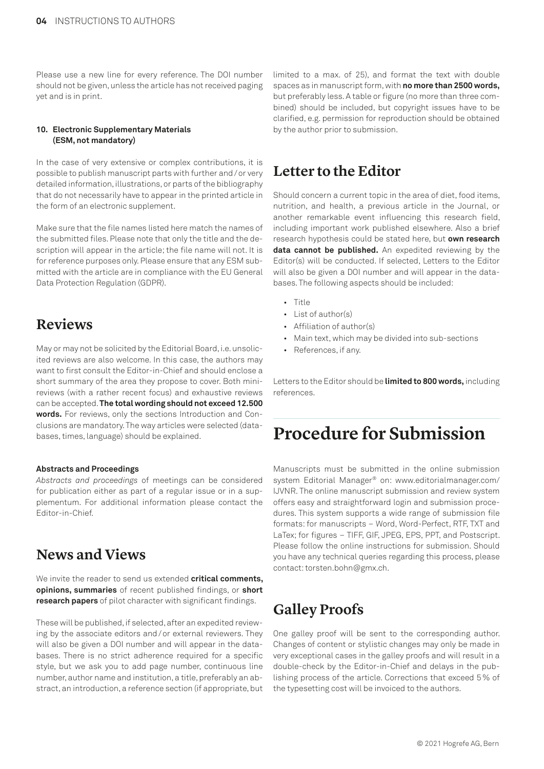Please use a new line for every reference. The DOI number should not be given, unless the article has not received paging yet and is in print.

#### 10. Electronic Supplementary Materials (ESM, not mandatory)

In the case of very extensive or complex contributions, it is possible to publish manuscript parts with further and / or very detailed information, illustrations, or parts of the bibliography that do not necessarily have to appear in the printed article in the form of an electronic supplement.

Make sure that the file names listed here match the names of the submitted files. Please note that only the title and the description will appear in the article; the file name will not. It is for reference purposes only. Please ensure that any ESM submitted with the article are in compliance with the EU General Data Protection Regulation (GDPR).

## Reviews

May or may not be solicited by the Editorial Board, i.e. unsolicited reviews are also welcome. In this case, the authors may want to first consult the Editor-in-Chief and should enclose a short summary of the area they propose to cover. Both mini-reviews (with a rather recent focus) and exhaustive reviews can be accepted. **The total wording should not exceed 12.500 words.** For reviews, only the sections Introduction and Conclusions are mandatory. The way articles were selected (databases, times, language) should be explained.

#### Abstracts and Proceedings

*Abstracts and proceedings* of meetings can be considered for publication either as part of a regular issue or in a supplementum. For additional information please contact the Editor-in-Chief.

## News and Views

We invite the reader to send us extended **critical comments, opinions, summaries** of recent published findings, or **short research papers** of pilot character with significant findings.

These will be published, if selected, after an expedited reviewing by the associate editors and / or external reviewers. They will also be given a DOI number and will appear in the databases. There is no strict adherence required for a specific style, but we ask you to add page number, continuous line number, author name and institution, a title, preferably an abstract, an introduction, a reference section (if appropriate, but limited to a max. of 25), and format the text with double spaces as in manuscript form, with **no more than 2500 words,** but preferably less. A table or figure (no more than three combined) should be included, but copyright issues have to be clarified, e.g. permission for reproduction should be obtained by the author prior to submission.

## Letter to the Editor

Should concern a current topic in the area of diet, food items, nutrition, and health, a previous article in the Journal, or another remarkable event influencing this research field, including important work published elsewhere. Also a brief research hypothesis could be stated here, but **own research data cannot be published.** An expedited reviewing by the Editor(s) will be conducted. If selected, Letters to the Editor will also be given a DOI number and will appear in the databases. The following aspects should be included:

- Title
- List of author(s)
- Affiliation of author(s)
- Main text, which may be divided into sub-sections
- References, if any.

Letters to the Editor should be **limited to 800 words,** including references.

# Procedure for Submission

Manuscripts must be submitted in the online submission system Editorial Manager® on: www.editorialmanager.com/IJVNR. The online manuscript submission and review system offers easy and straightforward login and submission procedures. This system supports a wide range of submission file formats: for manuscripts – Word, Word-Perfect, RTF, TXT and LaTex; for figures – TIFF, GIF, JPEG, EPS, PPT, and Postscript. Please follow the online instructions for submission. Should you have any technical queries regarding this process, please contact: torsten.bohn@gmx.ch.

## Galley Proofs

One galley proof will be sent to the corresponding author. Changes of content or stylistic changes may only be made in very exceptional cases in the galley proofs and will result in a double-check by the Editor-in-Chief and delays in the publishing process of the article. Corrections that exceed 5% of the typesetting cost will be invoiced to the authors.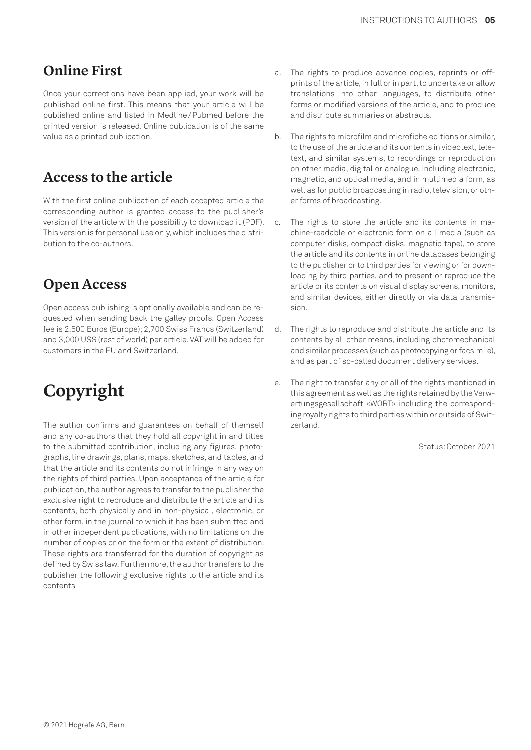## Online First

Once your corrections have been applied, your work will be published online first. This means that your article will be published online and listed in Medline/Pubmed before the printed version is released. Online publication is of the same value as a printed publication.

## Access to the article

With the first online publication of each accepted article the corresponding author is granted access to the publisher's version of the article with the possibility to download it (PDF). This version is for personal use only, which includes the distribution to the co-authors.

## Open Access

Open access publishing is optionally available and can be requested when sending back the galley proofs. Open Access fee is 2,500 Euros (Europe); 2,700 Swiss Francs (Switzerland) and 3,000 US$ (rest of world) per article. VAT will be added for customers in the EU and Switzerland.

# Copyright

The author confirms and guarantees on behalf of themself and any co-authors that they hold all copyright in and titles to the submitted contribution, including any figures, photographs, line drawings, plans, maps, sketches, and tables, and that the article and its contents do not infringe in any way on the rights of third parties. Upon acceptance of the article for publication, the author agrees to transfer to the publisher the exclusive right to reproduce and distribute the article and its contents, both physically and in non-physical, electronic, or other form, in the journal to which it has been submitted and in other independent publications, with no limitations on the number of copies or on the form or the extent of distribution. These rights are transferred for the duration of copyright as defined by Swiss law. Furthermore, the author transfers to the publisher the following exclusive rights to the article and its contents

a. The rights to produce advance copies, reprints or offprints of the article, in full or in part, to undertake or allow translations into other languages, to distribute other forms or modified versions of the article, and to produce and distribute summaries or abstracts.

b. The rights to microfilm and microfiche editions or similar, to the use of the article and its contents in videotext, teletext, and similar systems, to recordings or reproduction on other media, digital or analogue, including electronic, magnetic, and optical media, and in multimedia form, as well as for public broadcasting in radio, television, or other forms of broadcasting.

c. The rights to store the article and its contents in machine-readable or electronic form on all media (such as computer disks, compact disks, magnetic tape), to store the article and its contents in online databases belonging to the publisher or to third parties for viewing or for downloading by third parties, and to present or reproduce the article or its contents on visual display screens, monitors, and similar devices, either directly or via data transmission.

d. The rights to reproduce and distribute the article and its contents by all other means, including photomechanical and similar processes (such as photocopying or facsimile), and as part of so-called document delivery services.

e. The right to transfer any or all of the rights mentioned in this agreement as well as the rights retained by the Verwertungsgesellschaft «WORT» including the corresponding royalty rights to third parties within or outside of Switzerland.

Status: October 2021

© 2021 Hogrefe AG, Bern